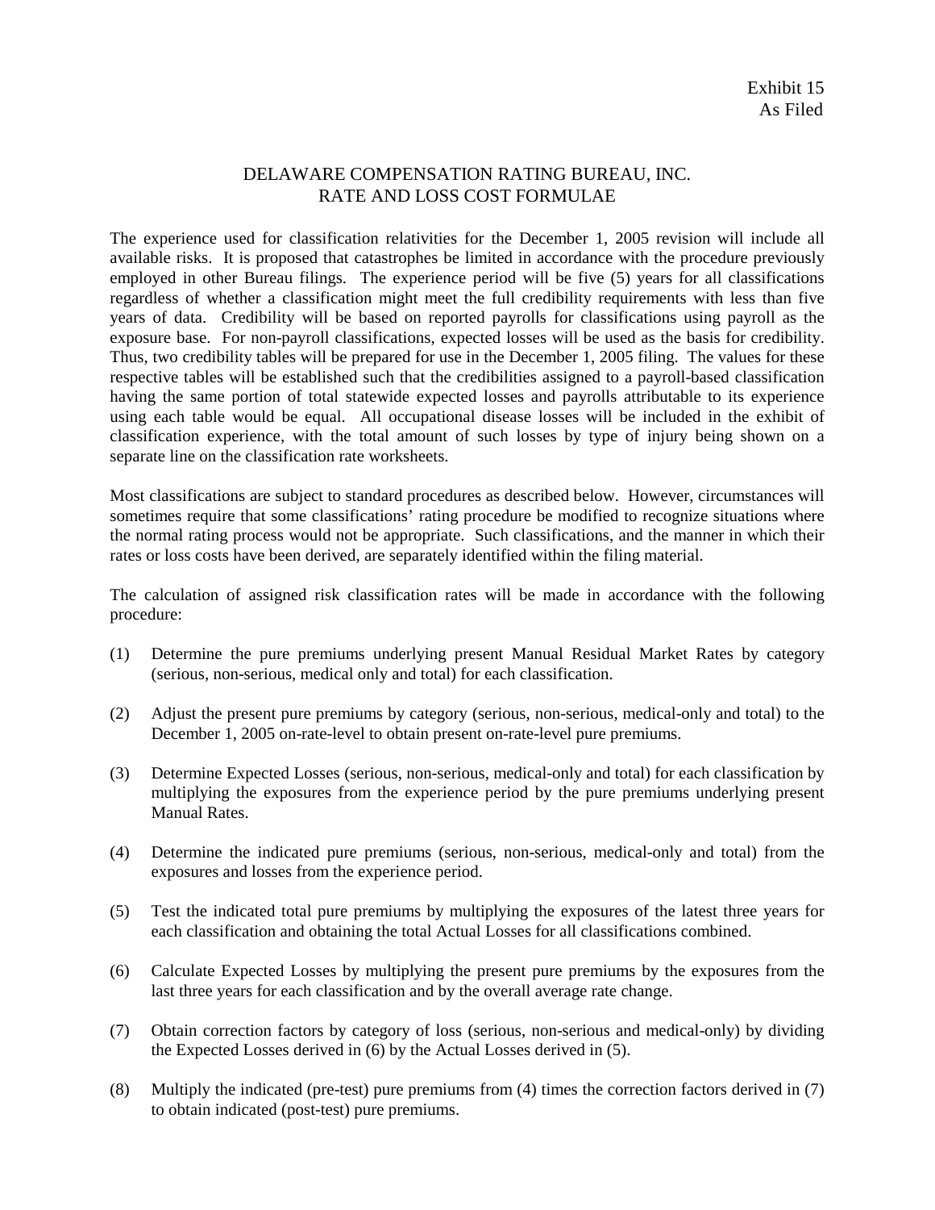Exhibit 15
As Filed

# DELAWARE COMPENSATION RATING BUREAU, INC.
## RATE AND LOSS COST FORMULAE

The experience used for classification relativities for the December 1, 2005 revision will include all available risks. It is proposed that catastrophes be limited in accordance with the procedure previously employed in other Bureau filings. The experience period will be five (5) years for all classifications regardless of whether a classification might meet the full credibility requirements with less than five years of data. Credibility will be based on reported payrolls for classifications using payroll as the exposure base. For non-payroll classifications, expected losses will be used as the basis for credibility. Thus, two credibility tables will be prepared for use in the December 1, 2005 filing. The values for these respective tables will be established such that the credibilities assigned to a payroll-based classification having the same portion of total statewide expected losses and payrolls attributable to its experience using each table would be equal. All occupational disease losses will be included in the exhibit of classification experience, with the total amount of such losses by type of injury being shown on a separate line on the classification rate worksheets.

Most classifications are subject to standard procedures as described below. However, circumstances will sometimes require that some classifications' rating procedure be modified to recognize situations where the normal rating process would not be appropriate. Such classifications, and the manner in which their rates or loss costs have been derived, are separately identified within the filing material.

The calculation of assigned risk classification rates will be made in accordance with the following procedure:

(1) Determine the pure premiums underlying present Manual Residual Market Rates by category (serious, non-serious, medical only and total) for each classification.

(2) Adjust the present pure premiums by category (serious, non-serious, medical-only and total) to the December 1, 2005 on-rate-level to obtain present on-rate-level pure premiums.

(3) Determine Expected Losses (serious, non-serious, medical-only and total) for each classification by multiplying the exposures from the experience period by the pure premiums underlying present Manual Rates.

(4) Determine the indicated pure premiums (serious, non-serious, medical-only and total) from the exposures and losses from the experience period.

(5) Test the indicated total pure premiums by multiplying the exposures of the latest three years for each classification and obtaining the total Actual Losses for all classifications combined.

(6) Calculate Expected Losses by multiplying the present pure premiums by the exposures from the last three years for each classification and by the overall average rate change.

(7) Obtain correction factors by category of loss (serious, non-serious and medical-only) by dividing the Expected Losses derived in (6) by the Actual Losses derived in (5).

(8) Multiply the indicated (pre-test) pure premiums from (4) times the correction factors derived in (7) to obtain indicated (post-test) pure premiums.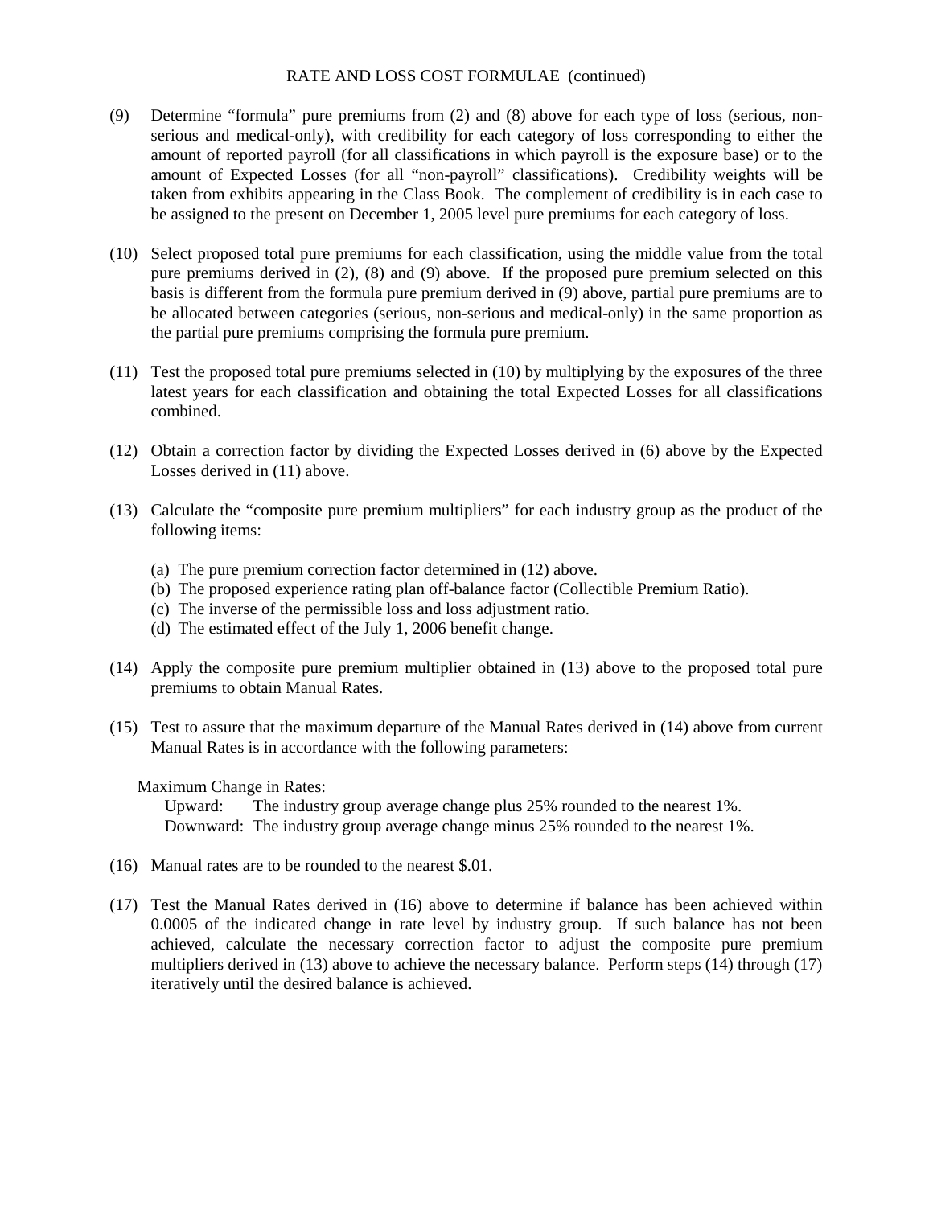RATE AND LOSS COST FORMULAE (continued)

(9) Determine "formula" pure premiums from (2) and (8) above for each type of loss (serious, non-serious and medical-only), with credibility for each category of loss corresponding to either the amount of reported payroll (for all classifications in which payroll is the exposure base) or to the amount of Expected Losses (for all "non-payroll" classifications). Credibility weights will be taken from exhibits appearing in the Class Book. The complement of credibility is in each case to be assigned to the present on December 1, 2005 level pure premiums for each category of loss.

(10) Select proposed total pure premiums for each classification, using the middle value from the total pure premiums derived in (2), (8) and (9) above. If the proposed pure premium selected on this basis is different from the formula pure premium derived in (9) above, partial pure premiums are to be allocated between categories (serious, non-serious and medical-only) in the same proportion as the partial pure premiums comprising the formula pure premium.

(11) Test the proposed total pure premiums selected in (10) by multiplying by the exposures of the three latest years for each classification and obtaining the total Expected Losses for all classifications combined.

(12) Obtain a correction factor by dividing the Expected Losses derived in (6) above by the Expected Losses derived in (11) above.

(13) Calculate the "composite pure premium multipliers" for each industry group as the product of the following items:

    (a) The pure premium correction factor determined in (12) above.
    (b) The proposed experience rating plan off-balance factor (Collectible Premium Ratio).
    (c) The inverse of the permissible loss and loss adjustment ratio.
    (d) The estimated effect of the July 1, 2006 benefit change.

(14) Apply the composite pure premium multiplier obtained in (13) above to the proposed total pure premiums to obtain Manual Rates.

(15) Test to assure that the maximum departure of the Manual Rates derived in (14) above from current Manual Rates is in accordance with the following parameters:

    Maximum Change in Rates:
    Upward: The industry group average change plus 25% rounded to the nearest 1%.
    Downward: The industry group average change minus 25% rounded to the nearest 1%.

(16) Manual rates are to be rounded to the nearest $.01.

(17) Test the Manual Rates derived in (16) above to determine if balance has been achieved within 0.0005 of the indicated change in rate level by industry group. If such balance has not been achieved, calculate the necessary correction factor to adjust the composite pure premium multipliers derived in (13) above to achieve the necessary balance. Perform steps (14) through (17) iteratively until the desired balance is achieved.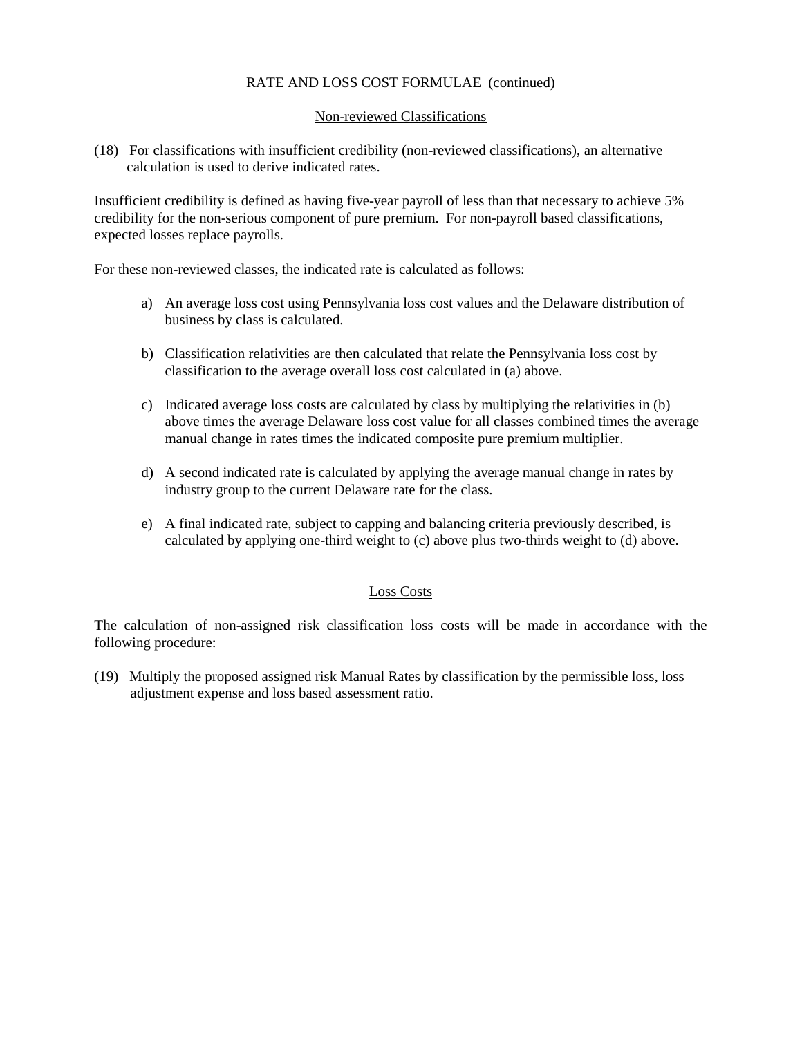## RATE AND LOSS COST FORMULAE (continued)

### Non-reviewed Classifications

(18) For classifications with insufficient credibility (non-reviewed classifications), an alternative calculation is used to derive indicated rates.

Insufficient credibility is defined as having five-year payroll of less than that necessary to achieve 5% credibility for the non-serious component of pure premium. For non-payroll based classifications, expected losses replace payrolls.

For these non-reviewed classes, the indicated rate is calculated as follows:

a) An average loss cost using Pennsylvania loss cost values and the Delaware distribution of business by class is calculated.

b) Classification relativities are then calculated that relate the Pennsylvania loss cost by classification to the average overall loss cost calculated in (a) above.

c) Indicated average loss costs are calculated by class by multiplying the relativities in (b) above times the average Delaware loss cost value for all classes combined times the average manual change in rates times the indicated composite pure premium multiplier.

d) A second indicated rate is calculated by applying the average manual change in rates by industry group to the current Delaware rate for the class.

e) A final indicated rate, subject to capping and balancing criteria previously described, is calculated by applying one-third weight to (c) above plus two-thirds weight to (d) above.

### Loss Costs

The calculation of non-assigned risk classification loss costs will be made in accordance with the following procedure:

(19) Multiply the proposed assigned risk Manual Rates by classification by the permissible loss, loss adjustment expense and loss based assessment ratio.